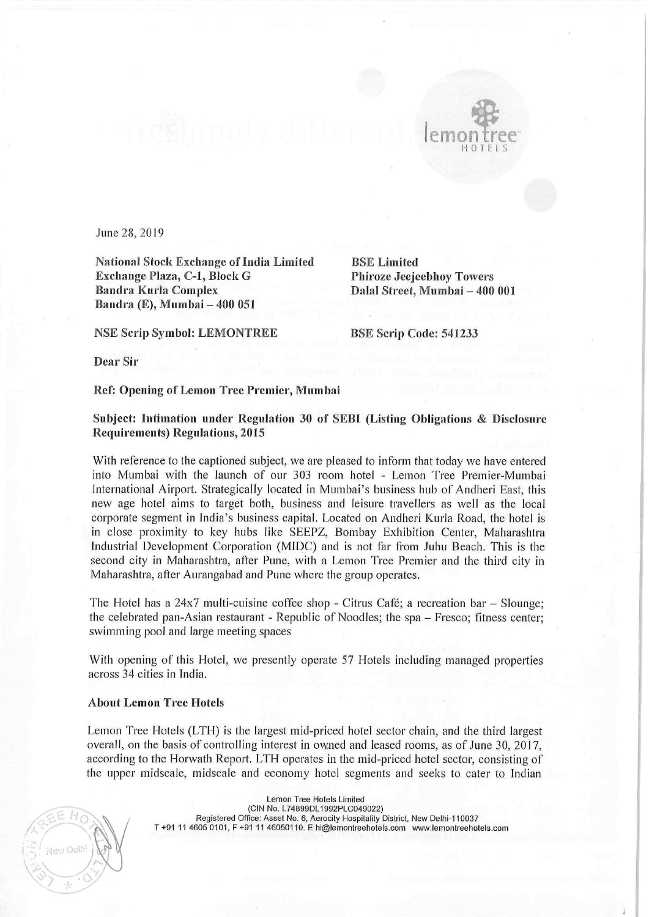June 28, 2019

**National Stock Exchange of India Limited**
**Exchange Plaza, C-1, Block G**
**Bandra Kurla Complex**
**Bandra (E), Mumbai – 400 051**

**BSE Limited**
**Phiroze Jeejeebhoy Towers**
**Dalal Street, Mumbai – 400 001**

**NSE Scrip Symbol: LEMONTREE**

**BSE Scrip Code: 541233**

**Dear Sir**

**Ref: Opening of Lemon Tree Premier, Mumbai**

**Subject: Intimation under Regulation 30 of SEBI (Listing Obligations & Disclosure Requirements) Regulations, 2015**

With reference to the captioned subject, we are pleased to inform that today we have entered into Mumbai with the launch of our 303 room hotel - Lemon Tree Premier-Mumbai International Airport. Strategically located in Mumbai's business hub of Andheri East, this new age hotel aims to target both, business and leisure travellers as well as the local corporate segment in India's business capital. Located on Andheri Kurla Road, the hotel is in close proximity to key hubs like SEEPZ, Bombay Exhibition Center, Maharashtra Industrial Development Corporation (MIDC) and is not far from Juhu Beach. This is the second city in Maharashtra, after Pune, with a Lemon Tree Premier and the third city in Maharashtra, after Aurangabad and Pune where the group operates.

The Hotel has a 24x7 multi-cuisine coffee shop - Citrus Café; a recreation bar – Slounge; the celebrated pan-Asian restaurant - Republic of Noodles; the spa – Fresco; fitness center; swimming pool and large meeting spaces

With opening of this Hotel, we presently operate 57 Hotels including managed properties across 34 cities in India.

**About Lemon Tree Hotels**

Lemon Tree Hotels (LTH) is the largest mid-priced hotel sector chain, and the third largest overall, on the basis of controlling interest in owned and leased rooms, as of June 30, 2017, according to the Horwath Report. LTH operates in the mid-priced hotel sector, consisting of the upper midscale, midscale and economy hotel segments and seeks to cater to Indian

Lemon Tree Hotels Limited
(CIN No. L74899DL1992PLC049022)
Registered Office: Asset No. 6, Aerocity Hospitality District, New Delhi-110037
T +91 11 4605 0101, F +91 11 46050110. E hi@lemontreehotels.com www.lemontreehotels.com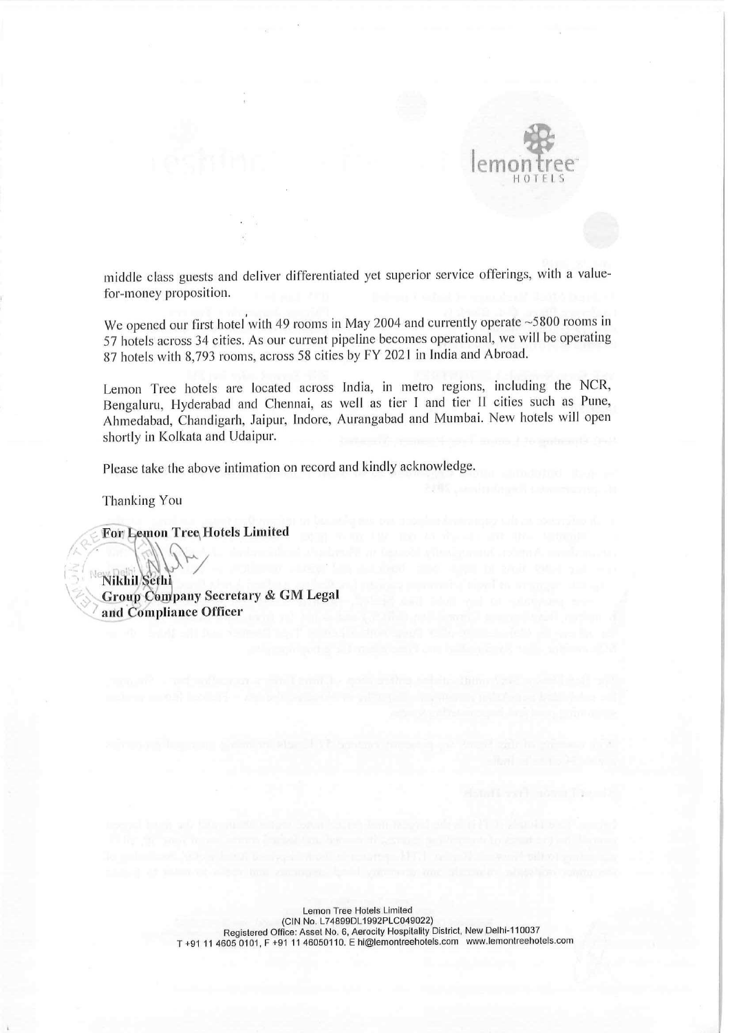middle class guests and deliver differentiated yet superior service offerings, with a value-for-money proposition.

We opened our first hotel with 49 rooms in May 2004 and currently operate ~5800 rooms in 57 hotels across 34 cities. As our current pipeline becomes operational, we will be operating 87 hotels with 8,793 rooms, across 58 cities by FY 2021 in India and Abroad.

Lemon Tree hotels are located across India, in metro regions, including the NCR, Bengaluru, Hyderabad and Chennai, as well as tier I and tier II cities such as Pune, Ahmedabad, Chandigarh, Jaipur, Indore, Aurangabad and Mumbai. New hotels will open shortly in Kolkata and Udaipur.

Please take the above intimation on record and kindly acknowledge.

Thanking You

**For Lemon Tree Hotels Limited**

**Nikhil Sethi**
**Group Company Secretary & GM Legal and Compliance Officer**

Lemon Tree Hotels Limited
(CIN No. L74899DL1992PLC049022)
Registered Office: Asset No. 6, Aerocity Hospitality District, New Delhi-110037
T +91 11 4605 0101, F +91 11 46050110. E hi@lemontreehotels.com www.lemontreehotels.com